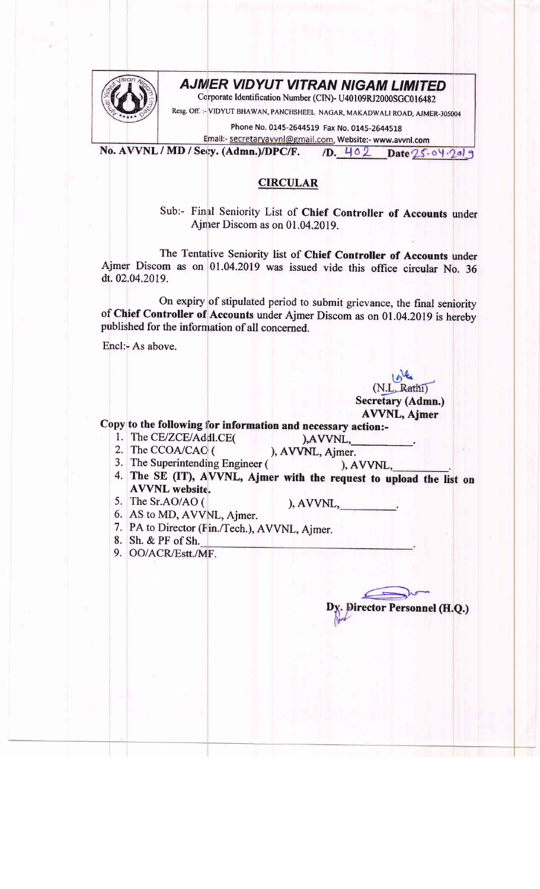# AJMER VIDYUT VITRAN NIGAM LIMITED

Corporate Identification Number (CIN)- U40109RJ2000SGC016482

Resg. Off. :- VIDYUT BHAWAN, PANCHSHEEL NAGAR, MAKADWALI ROAD, AJMER-305004

Phone No. 0145-2644519 Fax No. 0145-2644518

Email:- secretaryavvnl@gmail.com, Website:- www.avvnl.com

**No. AVVNL / MD / Secy. (Admn.)/DPC/F. /D. 402 Date 25-04-2019**

## CIRCULAR

Sub:- Final Seniority List of **Chief Controller of Accounts** under Ajmer Discom as on 01.04.2019.

The Tentative Seniority list of **Chief Controller of Accounts** under Ajmer Discom as on 01.04.2019 was issued vide this office circular No. 36 dt. 02.04.2019.

On expiry of stipulated period to submit grievance, the final seniority of **Chief Controller of Accounts** under Ajmer Discom as on 01.04.2019 is hereby published for the information of all concerned.

Encl:- As above.

(N.L. Rathi)
**Secretary (Admn.)**
**AVVNL, Ajmer**

**Copy to the following for information and necessary action:-**

1. The CE/ZCE/Addl.CE( ),AVVNL,\_\_\_\_\_\_\_\_\_\_.
2. The CCOA/CAO ( ), AVVNL, Ajmer.
3. The Superintending Engineer ( ), AVVNL,\_\_\_\_\_\_\_\_\_\_.
4. **The SE (IT), AVVNL, Ajmer with the request to upload the list on AVVNL website.**
5. The Sr.AO/AO ( ), AVVNL,\_\_\_\_\_\_\_\_\_\_.
6. AS to MD, AVVNL, Ajmer.
7. PA to Director (Fin./Tech.), AVVNL, Ajmer.
8. Sh. & PF of Sh.\_\_\_\_\_\_\_\_\_\_\_\_\_\_\_\_\_\_\_\_.
9. OO/ACR/Estt./MF.

**Dy. Director Personnel (H.Q.)**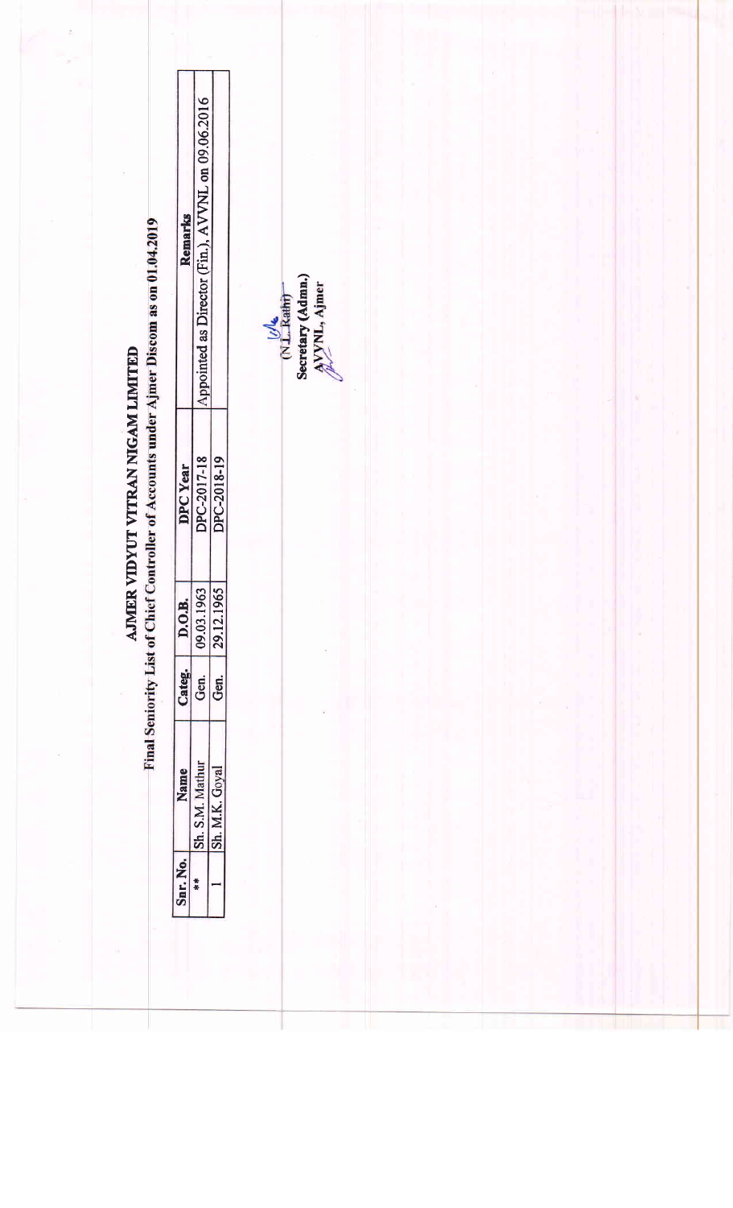# AJMER VIDYUT VITRAN NIGAM LIMITED

## Final Seniority List of Chief Controller of Accounts under Ajmer Discom as on 01.04.2019

| Snr. No. | Name | Categ. | D.O.B. | DPC Year | Remarks |
|---|---|---|---|---|---|
| ** | Sh. S.M. Mathur | Gen. | 09.03.1963 | DPC-2017-18 | Appointed as Director (Fin.), AVVNL on 09.06.2016 |
| 1 | Sh. M.K. Goyal | Gen. | 29.12.1965 | DPC-2018-19 | |

(N.L. Raith)
**Secretary (Admn.)**
**AVVNL, Ajmer**